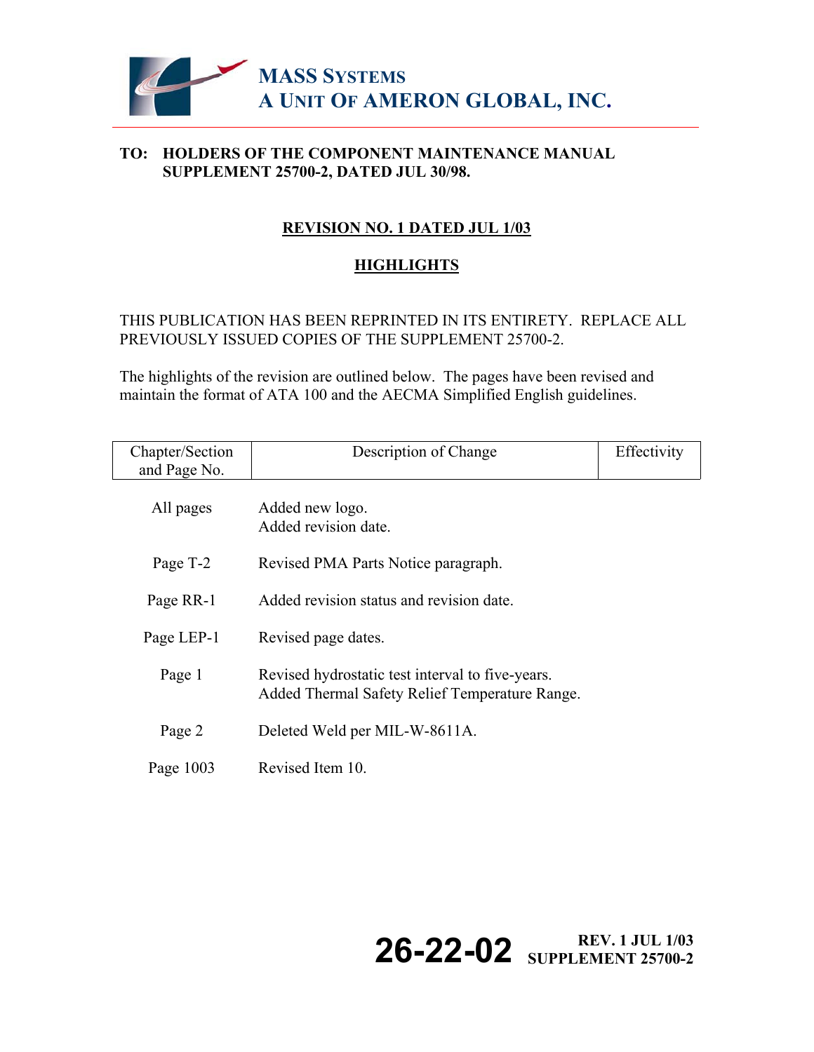**MASS SYSTEMS**
**A UNIT OF AMERON GLOBAL, INC.**

**TO: HOLDERS OF THE COMPONENT MAINTENANCE MANUAL SUPPLEMENT 25700-2, DATED JUL 30/98.**

## REVISION NO. 1 DATED JUL 1/03

## HIGHLIGHTS

THIS PUBLICATION HAS BEEN REPRINTED IN ITS ENTIRETY. REPLACE ALL PREVIOUSLY ISSUED COPIES OF THE SUPPLEMENT 25700-2.

The highlights of the revision are outlined below. The pages have been revised and maintain the format of ATA 100 and the AECMA Simplified English guidelines.

| Chapter/Section and Page No. | Description of Change | Effectivity |
|---|---|---|
| All pages | Added new logo.<br>Added revision date. | |
| Page T-2 | Revised PMA Parts Notice paragraph. | |
| Page RR-1 | Added revision status and revision date. | |
| Page LEP-1 | Revised page dates. | |
| Page 1 | Revised hydrostatic test interval to five-years.<br>Added Thermal Safety Relief Temperature Range. | |
| Page 2 | Deleted Weld per MIL-W-8611A. | |
| Page 1003 | Revised Item 10. | |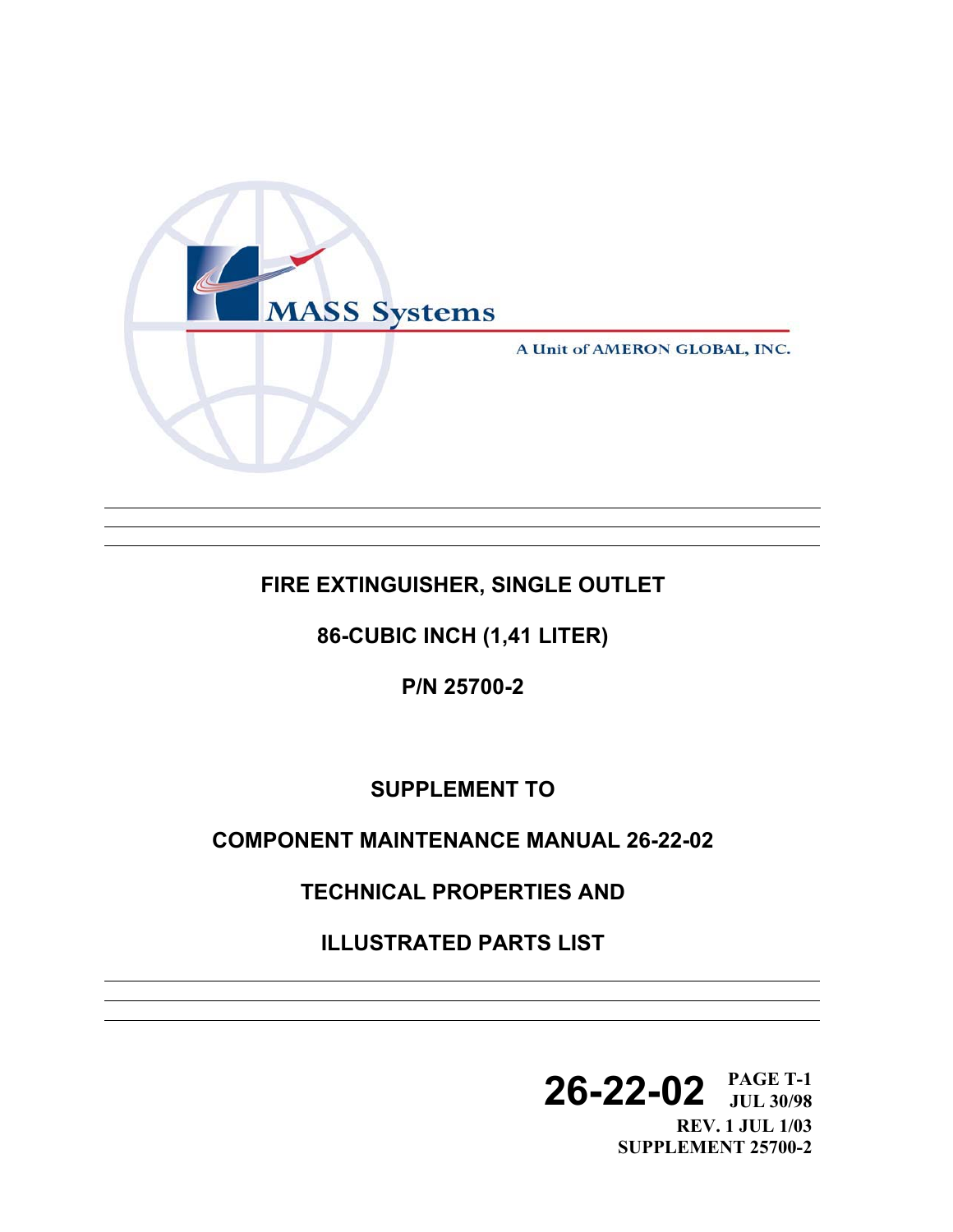MASS Systems

A Unit of AMERON GLOBAL, INC.

# FIRE EXTINGUISHER, SINGLE OUTLET

## 86-CUBIC INCH (1,41 LITER)

## P/N 25700-2

## SUPPLEMENT TO

## COMPONENT MAINTENANCE MANUAL 26-22-02

## TECHNICAL PROPERTIES AND

## ILLUSTRATED PARTS LIST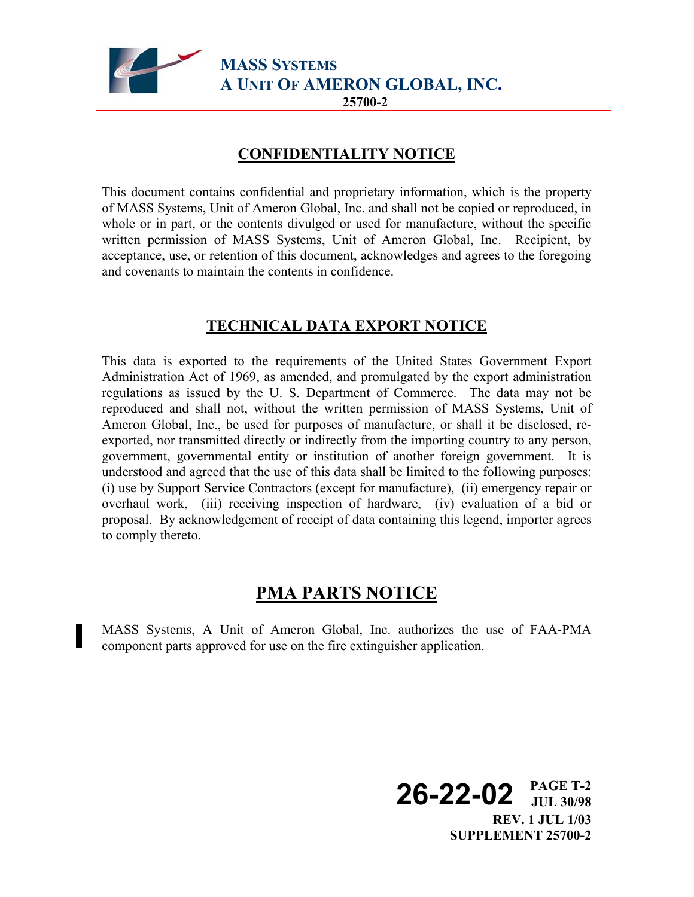## CONFIDENTIALITY NOTICE

This document contains confidential and proprietary information, which is the property of MASS Systems, Unit of Ameron Global, Inc. and shall not be copied or reproduced, in whole or in part, or the contents divulged or used for manufacture, without the specific written permission of MASS Systems, Unit of Ameron Global, Inc. Recipient, by acceptance, use, or retention of this document, acknowledges and agrees to the foregoing and covenants to maintain the contents in confidence.

## TECHNICAL DATA EXPORT NOTICE

This data is exported to the requirements of the United States Government Export Administration Act of 1969, as amended, and promulgated by the export administration regulations as issued by the U. S. Department of Commerce. The data may not be reproduced and shall not, without the written permission of MASS Systems, Unit of Ameron Global, Inc., be used for purposes of manufacture, or shall it be disclosed, re-exported, nor transmitted directly or indirectly from the importing country to any person, government, governmental entity or institution of another foreign government. It is understood and agreed that the use of this data shall be limited to the following purposes: (i) use by Support Service Contractors (except for manufacture), (ii) emergency repair or overhaul work, (iii) receiving inspection of hardware, (iv) evaluation of a bid or proposal. By acknowledgement of receipt of data containing this legend, importer agrees to comply thereto.

## PMA PARTS NOTICE

MASS Systems, A Unit of Ameron Global, Inc. authorizes the use of FAA-PMA component parts approved for use on the fire extinguisher application.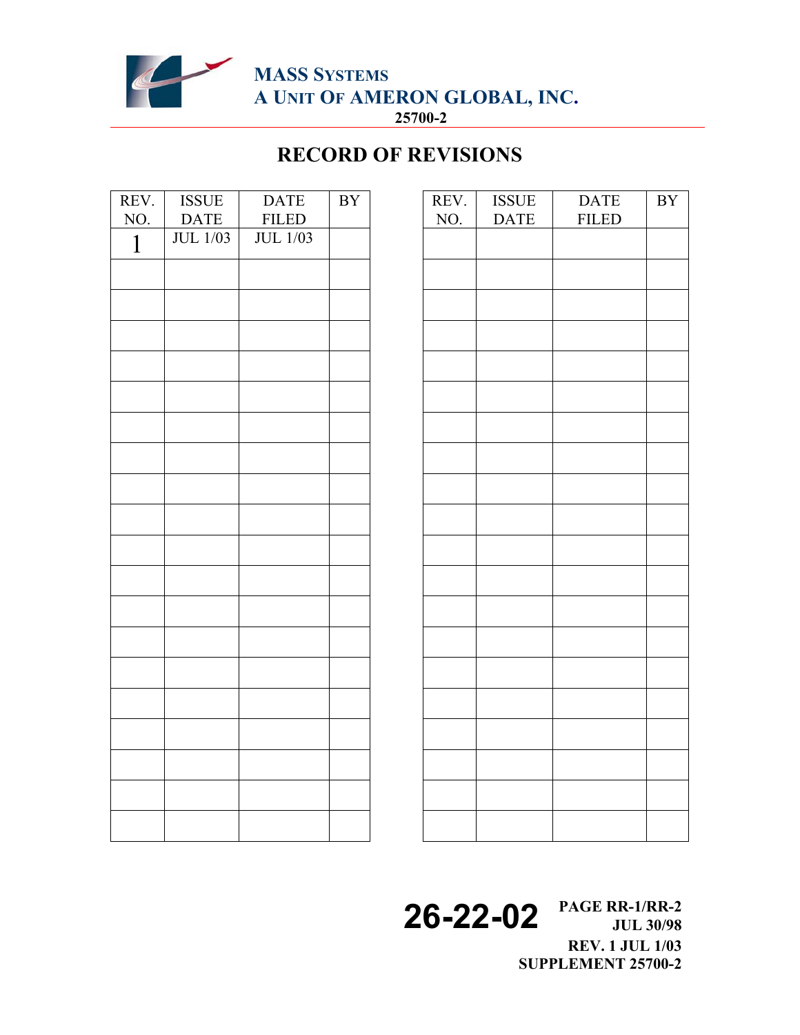MASS SYSTEMS
A UNIT OF AMERON GLOBAL, INC.
25700-2

# RECORD OF REVISIONS

| REV. NO. | ISSUE DATE | DATE FILED | BY | | REV. NO. | ISSUE DATE | DATE FILED | BY |
|---|---|---|---|---|---|---|---|---|
| 1 | JUL 1/03 | JUL 1/03 | | | | | | |
| | | | | | | | | |
| | | | | | | | | |
| | | | | | | | | |
| | | | | | | | | |
| | | | | | | | | |
| | | | | | | | | |
| | | | | | | | | |
| | | | | | | | | |
| | | | | | | | | |
| | | | | | | | | |
| | | | | | | | | |
| | | | | | | | | |
| | | | | | | | | |
| | | | | | | | | |
| | | | | | | | | |
| | | | | | | | | |
| | | | | | | | | |
| | | | | | | | | |
| | | | | | | | | |

26-22-02 PAGE RR-1/RR-2
JUL 30/98
REV. 1 JUL 1/03
SUPPLEMENT 25700-2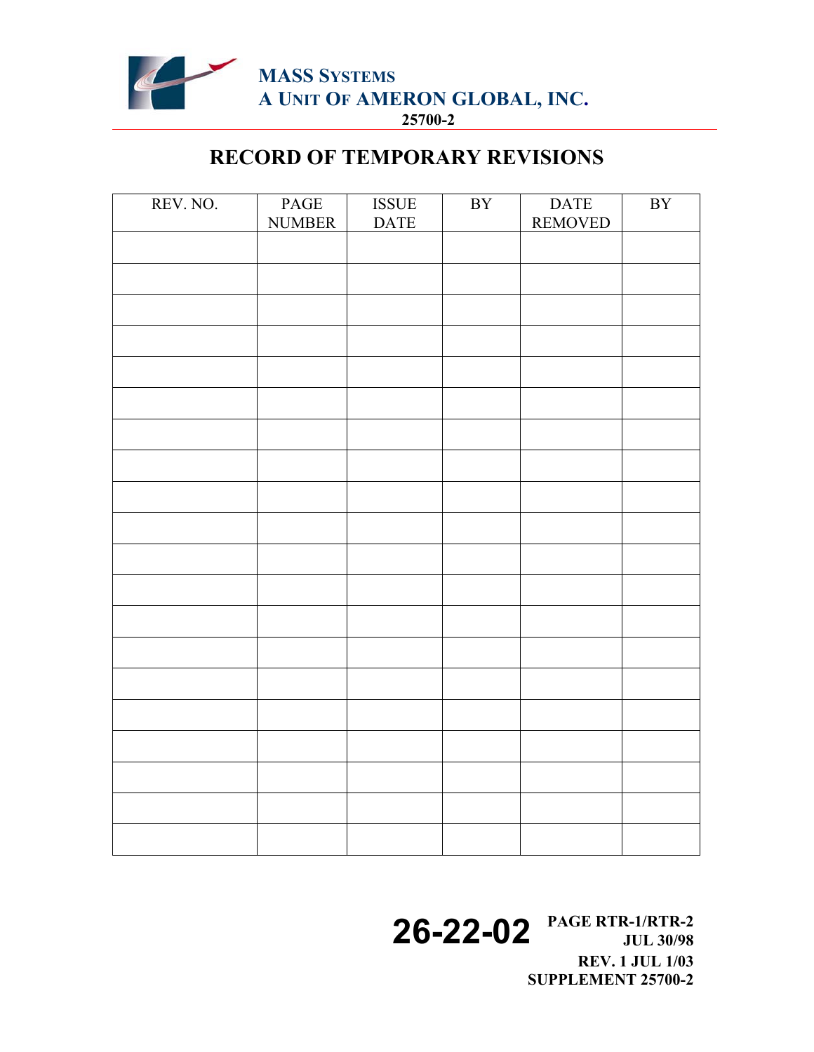# RECORD OF TEMPORARY REVISIONS

| REV. NO. | PAGE NUMBER | ISSUE DATE | BY | DATE REMOVED | BY |
|---|---|---|---|---|---|
| | | | | | |
| | | | | | |
| | | | | | |
| | | | | | |
| | | | | | |
| | | | | | |
| | | | | | |
| | | | | | |
| | | | | | |
| | | | | | |
| | | | | | |
| | | | | | |
| | | | | | |
| | | | | | |
| | | | | | |
| | | | | | |
| | | | | | |
| | | | | | |
| | | | | | |
| | | | | | |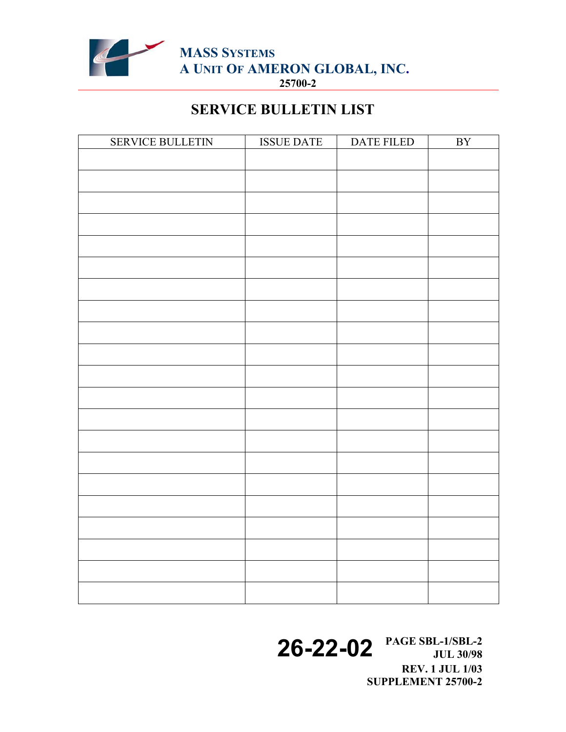# SERVICE BULLETIN LIST

| SERVICE BULLETIN | ISSUE DATE | DATE FILED | BY |
|---|---|---|---|
| | | | |
| | | | |
| | | | |
| | | | |
| | | | |
| | | | |
| | | | |
| | | | |
| | | | |
| | | | |
| | | | |
| | | | |
| | | | |
| | | | |
| | | | |
| | | | |
| | | | |
| | | | |
| | | | |
| | | | |
| | | | |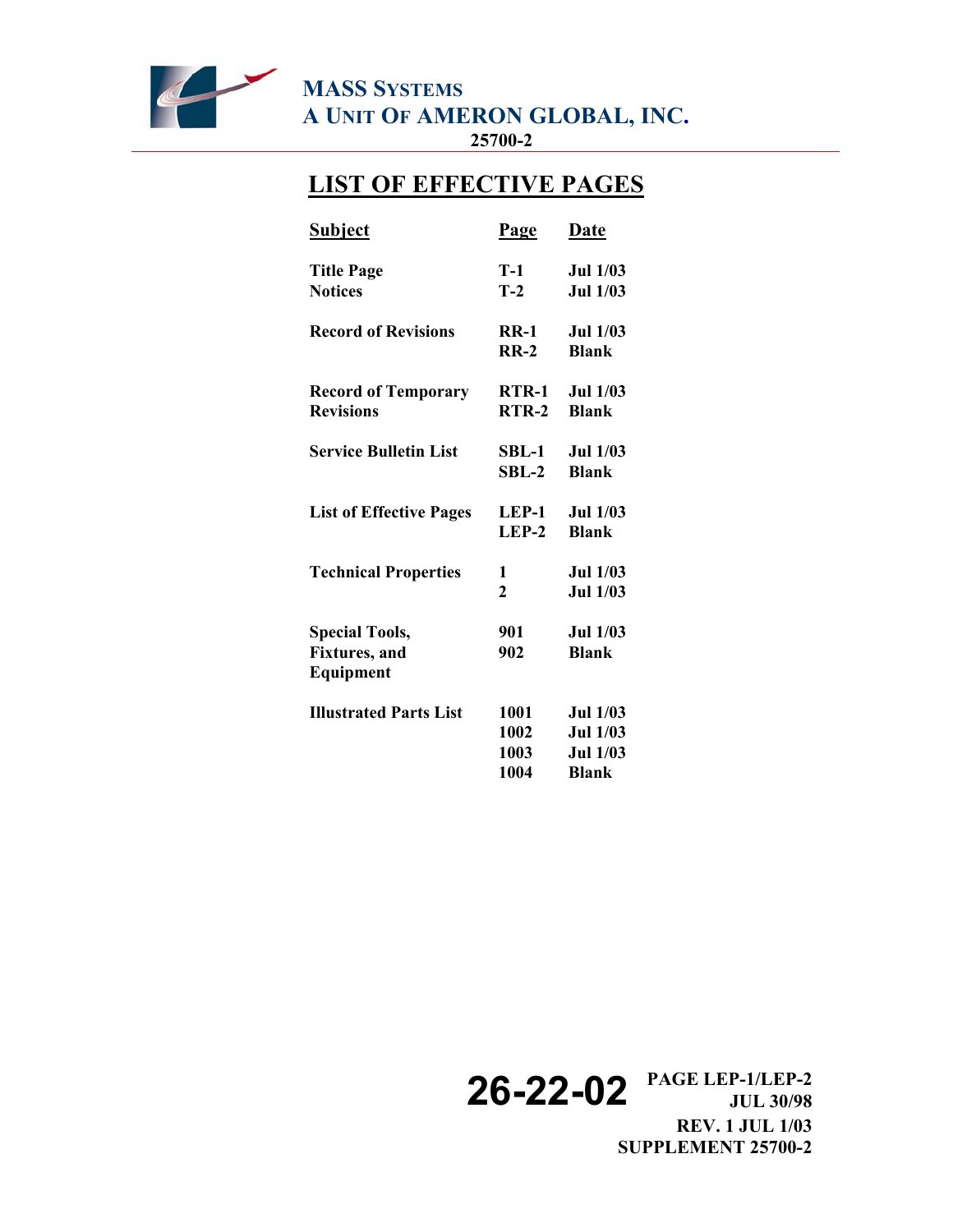# LIST OF EFFECTIVE PAGES

| Subject | Page | Date |
|---|---|---|
| Title Page | T-1 | Jul 1/03 |
| Notices | T-2 | Jul 1/03 |
| Record of Revisions | RR-1 | Jul 1/03 |
| | RR-2 | Blank |
| Record of Temporary Revisions | RTR-1 | Jul 1/03 |
| | RTR-2 | Blank |
| Service Bulletin List | SBL-1 | Jul 1/03 |
| | SBL-2 | Blank |
| List of Effective Pages | LEP-1 | Jul 1/03 |
| | LEP-2 | Blank |
| Technical Properties | 1 | Jul 1/03 |
| | 2 | Jul 1/03 |
| Special Tools, Fixtures, and Equipment | 901 | Jul 1/03 |
| | 902 | Blank |
| Illustrated Parts List | 1001 | Jul 1/03 |
| | 1002 | Jul 1/03 |
| | 1003 | Jul 1/03 |
| | 1004 | Blank |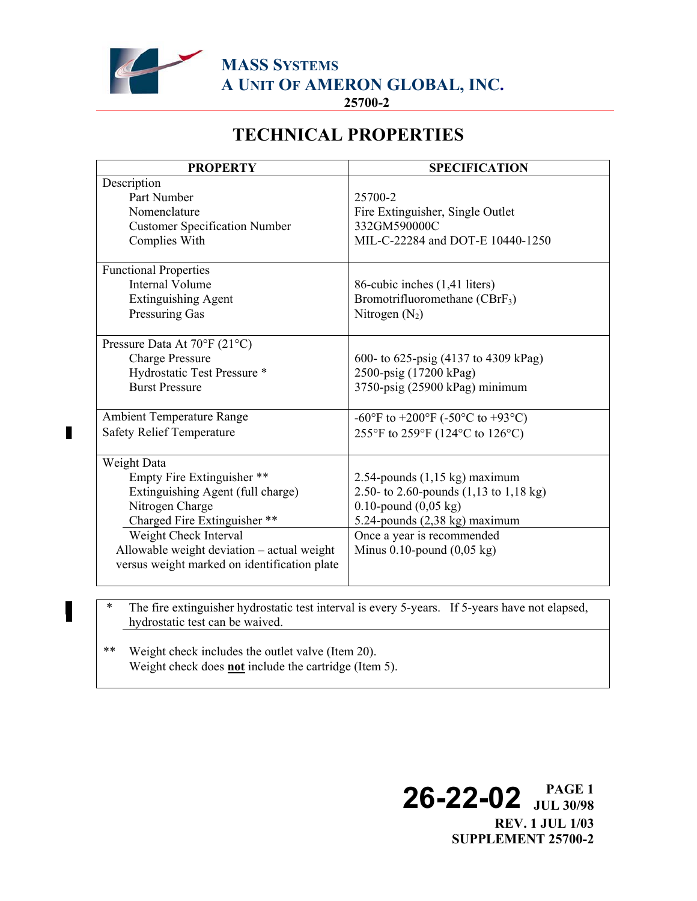MASS SYSTEMS
A UNIT OF AMERON GLOBAL, INC.
25700-2

# TECHNICAL PROPERTIES

| PROPERTY | SPECIFICATION |
|---|---|
| Description | |
| Part Number | 25700-2 |
| Nomenclature | Fire Extinguisher, Single Outlet |
| Customer Specification Number | 332GM590000C |
| Complies With | MIL-C-22284 and DOT-E 10440-1250 |
| Functional Properties | |
| Internal Volume | 86-cubic inches (1,41 liters) |
| Extinguishing Agent | Bromotrifluoromethane ($CBrF_3$) |
| Pressuring Gas | Nitrogen ($N_2$) |
| Pressure Data At 70°F (21°C) | |
| Charge Pressure | 600- to 625-psig (4137 to 4309 kPag) |
| Hydrostatic Test Pressure * | 2500-psig (17200 kPag) |
| Burst Pressure | 3750-psig (25900 kPag) minimum |
| Ambient Temperature Range | -60°F to +200°F (-50°C to +93°C) |
| Safety Relief Temperature | 255°F to 259°F (124°C to 126°C) |
| Weight Data | |
| Empty Fire Extinguisher ** | 2.54-pounds (1,15 kg) maximum |
| Extinguishing Agent (full charge) | 2.50- to 2.60-pounds (1,13 to 1,18 kg) |
| Nitrogen Charge | 0.10-pound (0,05 kg) |
| Charged Fire Extinguisher ** | 5.24-pounds (2,38 kg) maximum |
| Weight Check Interval | Once a year is recommended |
| Allowable weight deviation – actual weight versus weight marked on identification plate | Minus 0.10-pound (0,05 kg) |

\* The fire extinguisher hydrostatic test interval is every 5-years. If 5-years have not elapsed, hydrostatic test can be waived.

\*\* Weight check includes the outlet valve (Item 20).
Weight check does **not** include the cartridge (Item 5).

26-22-02 PAGE 1
JUL 30/98
REV. 1 JUL 1/03
SUPPLEMENT 25700-2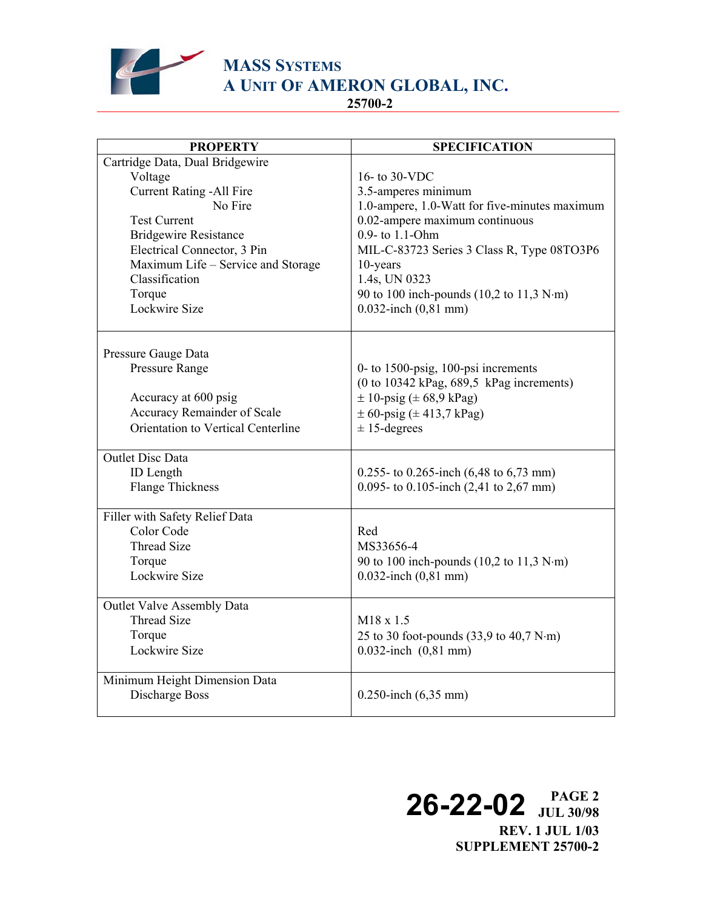| PROPERTY | SPECIFICATION |
|---|---|
| Cartridge Data, Dual Bridgewire | |
| Voltage | 16- to 30-VDC |
| Current Rating -All Fire | 3.5-amperes minimum |
| No Fire | 1.0-ampere, 1.0-Watt for five-minutes maximum |
| Test Current | 0.02-ampere maximum continuous |
| Bridgewire Resistance | 0.9- to 1.1-Ohm |
| Electrical Connector, 3 Pin | MIL-C-83723 Series 3 Class R, Type 08TO3P6 |
| Maximum Life – Service and Storage | 10-years |
| Classification | 1.4s, UN 0323 |
| Torque | 90 to 100 inch-pounds (10,2 to 11,3 N·m) |
| Lockwire Size | 0.032-inch (0,81 mm) |
| Pressure Gauge Data | |
| Pressure Range | 0- to 1500-psig, 100-psi increments (0 to 10342 kPag, 689,5 kPag increments) |
| Accuracy at 600 psig | ± 10-psig (± 68,9 kPag) |
| Accuracy Remainder of Scale | ± 60-psig (± 413,7 kPag) |
| Orientation to Vertical Centerline | ± 15-degrees |
| Outlet Disc Data | |
| ID Length | 0.255- to 0.265-inch (6,48 to 6,73 mm) |
| Flange Thickness | 0.095- to 0.105-inch (2,41 to 2,67 mm) |
| Filler with Safety Relief Data | |
| Color Code | Red |
| Thread Size | MS33656-4 |
| Torque | 90 to 100 inch-pounds (10,2 to 11,3 N·m) |
| Lockwire Size | 0.032-inch (0,81 mm) |
| Outlet Valve Assembly Data | |
| Thread Size | M18 x 1.5 |
| Torque | 25 to 30 foot-pounds (33,9 to 40,7 N·m) |
| Lockwire Size | 0.032-inch (0,81 mm) |
| Minimum Height Dimension Data | |
| Discharge Boss | 0.250-inch (6,35 mm) |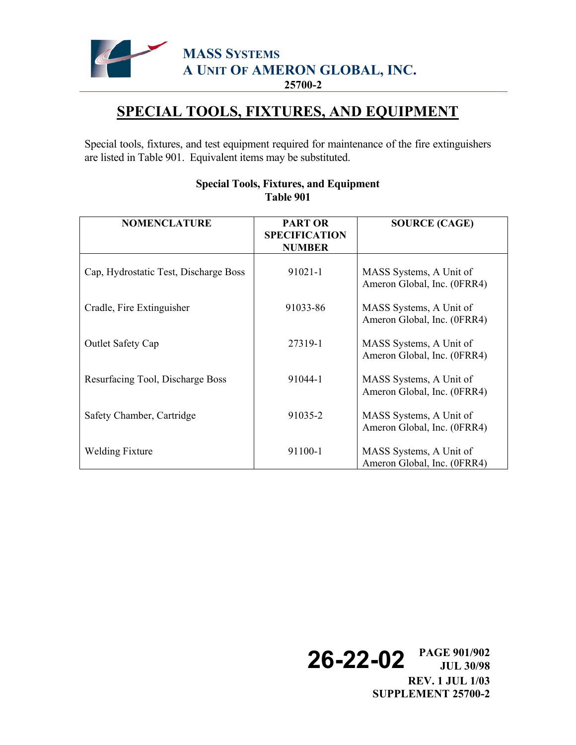# SPECIAL TOOLS, FIXTURES, AND EQUIPMENT

Special tools, fixtures, and test equipment required for maintenance of the fire extinguishers are listed in Table 901. Equivalent items may be substituted.

**Special Tools, Fixtures, and Equipment**
**Table 901**

| NOMENCLATURE | PART OR SPECIFICATION NUMBER | SOURCE (CAGE) |
|---|---|---|
| Cap, Hydrostatic Test, Discharge Boss | 91021-1 | MASS Systems, A Unit of Ameron Global, Inc. (0FRR4) |
| Cradle, Fire Extinguisher | 91033-86 | MASS Systems, A Unit of Ameron Global, Inc. (0FRR4) |
| Outlet Safety Cap | 27319-1 | MASS Systems, A Unit of Ameron Global, Inc. (0FRR4) |
| Resurfacing Tool, Discharge Boss | 91044-1 | MASS Systems, A Unit of Ameron Global, Inc. (0FRR4) |
| Safety Chamber, Cartridge | 91035-2 | MASS Systems, A Unit of Ameron Global, Inc. (0FRR4) |
| Welding Fixture | 91100-1 | MASS Systems, A Unit of Ameron Global, Inc. (0FRR4) |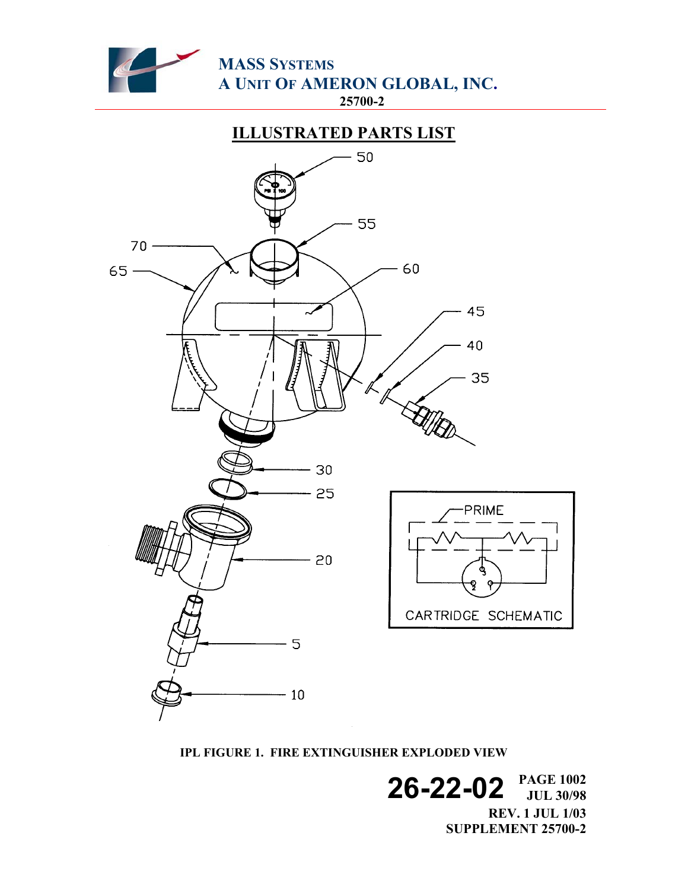## ILLUSTRATED PARTS LIST

IPL FIGURE 1. FIRE EXTINGUISHER EXPLODED VIEW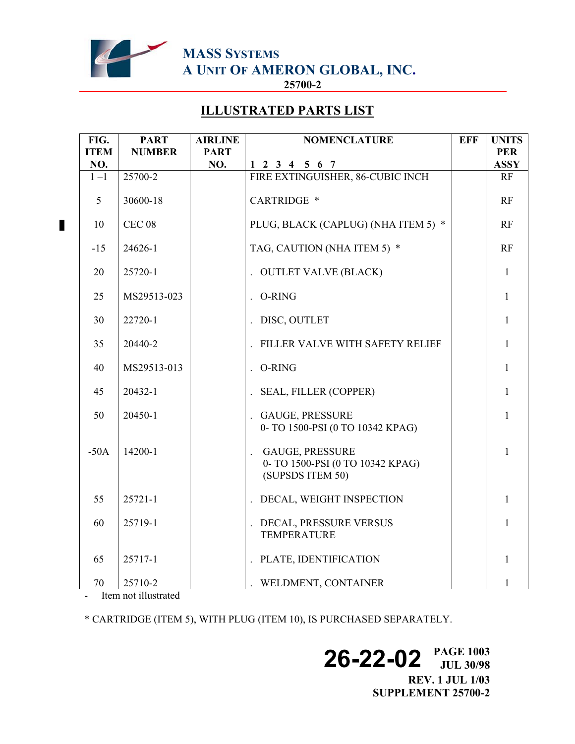**MASS SYSTEMS**
**A UNIT OF AMERON GLOBAL, INC.**
**25700-2**

## ILLUSTRATED PARTS LIST

| FIG. ITEM NO. | PART NUMBER | AIRLINE PART NO. | NOMENCLATURE 1 2 3 4 5 6 7 | EFF | UNITS PER ASSY |
|---|---|---|---|---|---|
| 1 –1 | 25700-2 | | FIRE EXTINGUISHER, 86-CUBIC INCH | | RF |
| 5 | 30600-18 | | CARTRIDGE * | | RF |
| 10 | CEC 08 | | PLUG, BLACK (CAPLUG) (NHA ITEM 5) * | | RF |
| -15 | 24626-1 | | TAG, CAUTION (NHA ITEM 5) * | | RF |
| 20 | 25720-1 | | . OUTLET VALVE (BLACK) | | 1 |
| 25 | MS29513-023 | | . O-RING | | 1 |
| 30 | 22720-1 | | . DISC, OUTLET | | 1 |
| 35 | 20440-2 | | . FILLER VALVE WITH SAFETY RELIEF | | 1 |
| 40 | MS29513-013 | | . O-RING | | 1 |
| 45 | 20432-1 | | . SEAL, FILLER (COPPER) | | 1 |
| 50 | 20450-1 | | . GAUGE, PRESSURE 0- TO 1500-PSI (0 TO 10342 KPAG) | | 1 |
| -50A | 14200-1 | | . GAUGE, PRESSURE 0- TO 1500-PSI (0 TO 10342 KPAG) (SUPSDS ITEM 50) | | 1 |
| 55 | 25721-1 | | . DECAL, WEIGHT INSPECTION | | 1 |
| 60 | 25719-1 | | . DECAL, PRESSURE VERSUS TEMPERATURE | | 1 |
| 65 | 25717-1 | | . PLATE, IDENTIFICATION | | 1 |
| 70 | 25710-2 | | . WELDMENT, CONTAINER | | 1 |

\- Item not illustrated

\* CARTRIDGE (ITEM 5), WITH PLUG (ITEM 10), IS PURCHASED SEPARATELY.

**26-22-02** PAGE 1003 JUL 30/98
REV. 1 JUL 1/03
SUPPLEMENT 25700-2